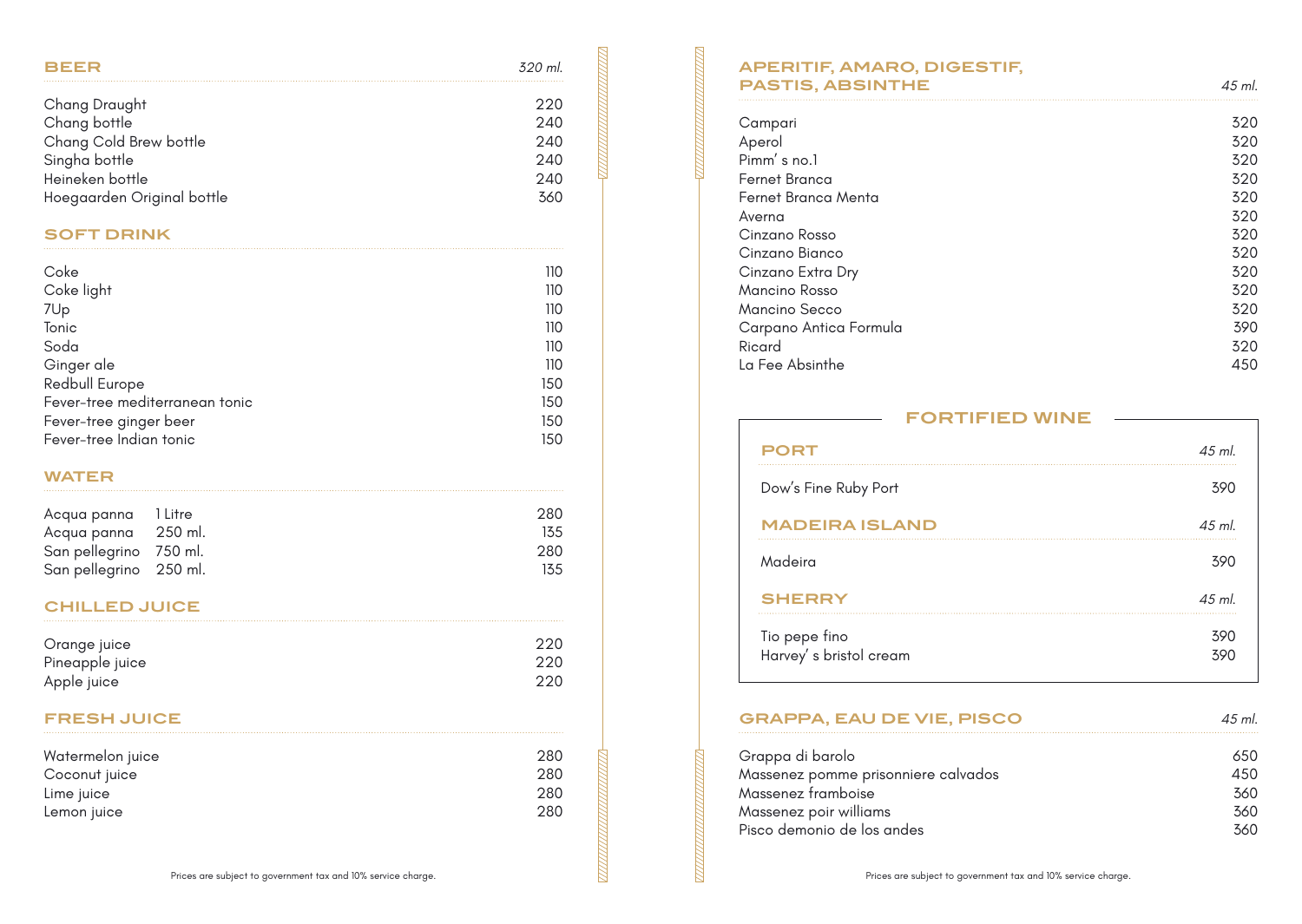## BEER

| Item | 320 ml. |
|---|---|
| Chang Draught | 220 |
| Chang bottle | 240 |
| Chang Cold Brew bottle | 240 |
| Singha bottle | 240 |
| Heineken bottle | 240 |
| Hoegaarden Original bottle | 360 |

## SOFT DRINK

| Item | Price |
|---|---|
| Coke | 110 |
| Coke light | 110 |
| 7Up | 110 |
| Tonic | 110 |
| Soda | 110 |
| Ginger ale | 110 |
| Redbull Europe | 150 |
| Fever-tree mediterranean tonic | 150 |
| Fever-tree ginger beer | 150 |
| Fever-tree Indian tonic | 150 |

## WATER

| Item | Size | Price |
|---|---|---|
| Acqua panna | 1 Litre | 280 |
| Acqua panna | 250 ml. | 135 |
| San pellegrino | 750 ml. | 280 |
| San pellegrino | 250 ml. | 135 |

## CHILLED JUICE

| Item | Price |
|---|---|
| Orange juice | 220 |
| Pineapple juice | 220 |
| Apple juice | 220 |

## FRESH JUICE

| Item | Price |
|---|---|
| Watermelon juice | 280 |
| Coconut juice | 280 |
| Lime juice | 280 |
| Lemon juice | 280 |

Prices are subject to government tax and 10% service charge.

## APERITIF, AMARO, DIGESTIF, PASTIS, ABSINTHE

| Item | 45 ml. |
|---|---|
| Campari | 320 |
| Aperol | 320 |
| Pimm' s no.1 | 320 |
| Fernet Branca | 320 |
| Fernet Branca Menta | 320 |
| Averna | 320 |
| Cinzano Rosso | 320 |
| Cinzano Bianco | 320 |
| Cinzano Extra Dry | 320 |
| Mancino Rosso | 320 |
| Mancino Secco | 320 |
| Carpano Antica Formula | 390 |
| Ricard | 320 |
| La Fee Absinthe | 450 |

## FORTIFIED WINE

### PORT

| Item | 45 ml. |
|---|---|
| Dow's Fine Ruby Port | 390 |

### MADEIRA ISLAND

| Item | 45 ml. |
|---|---|
| Madeira | 390 |

### SHERRY

| Item | 45 ml. |
|---|---|
| Tio pepe fino | 390 |
| Harvey' s bristol cream | 390 |

## GRAPPA, EAU DE VIE, PISCO

| Item | 45 ml. |
|---|---|
| Grappa di barolo | 650 |
| Massenez pomme prisonniere calvados | 450 |
| Massenez framboise | 360 |
| Massenez poir williams | 360 |
| Pisco demonio de los andes | 360 |

Prices are subject to government tax and 10% service charge.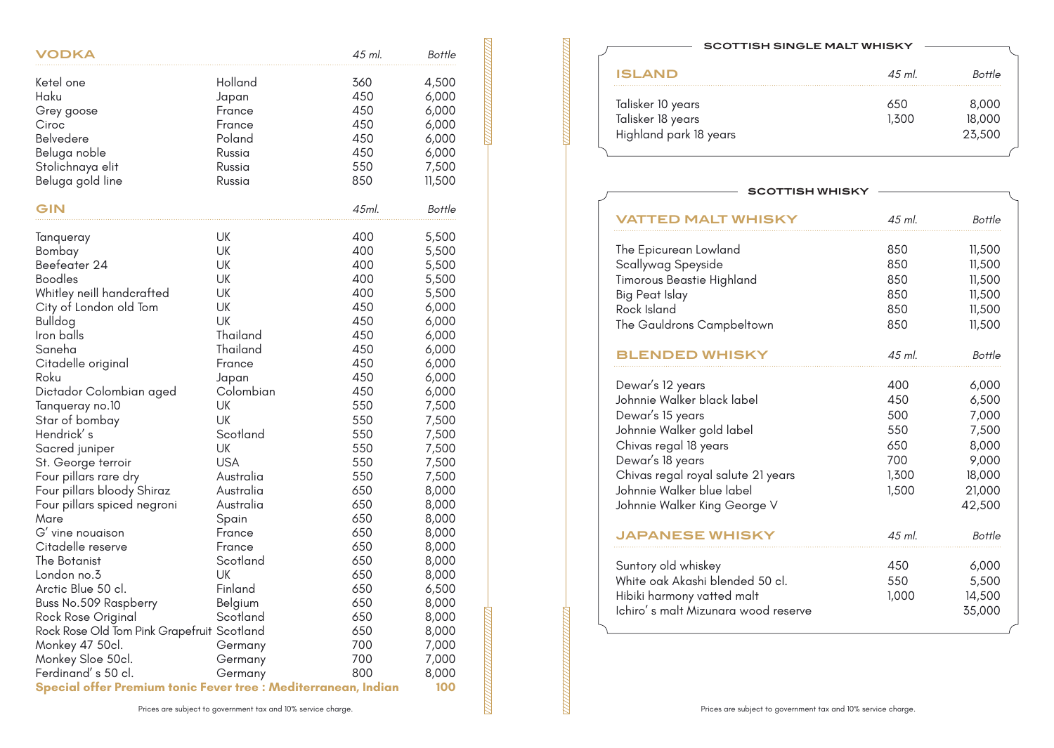## VODKA

| | | 45 ml. | Bottle |
|---|---|---|---|
| Ketel one | Holland | 360 | 4,500 |
| Haku | Japan | 450 | 6,000 |
| Grey goose | France | 450 | 6,000 |
| Ciroc | France | 450 | 6,000 |
| Belvedere | Poland | 450 | 6,000 |
| Beluga noble | Russia | 450 | 6,000 |
| Stolichnaya elit | Russia | 550 | 7,500 |
| Beluga gold line | Russia | 850 | 11,500 |

## GIN

| | | 45ml. | Bottle |
|---|---|---|---|
| Tanqueray | UK | 400 | 5,500 |
| Bombay | UK | 400 | 5,500 |
| Beefeater 24 | UK | 400 | 5,500 |
| Boodles | UK | 400 | 5,500 |
| Whitley neill handcrafted | UK | 400 | 5,500 |
| City of London old Tom | UK | 450 | 6,000 |
| Bulldog | UK | 450 | 6,000 |
| Iron balls | Thailand | 450 | 6,000 |
| Saneha | Thailand | 450 | 6,000 |
| Citadelle original | France | 450 | 6,000 |
| Roku | Japan | 450 | 6,000 |
| Dictador Colombian aged | Colombian | 450 | 6,000 |
| Tanqueray no.10 | UK | 550 | 7,500 |
| Star of bombay | UK | 550 | 7,500 |
| Hendrick' s | Scotland | 550 | 7,500 |
| Sacred juniper | UK | 550 | 7,500 |
| St. George terroir | USA | 550 | 7,500 |
| Four pillars rare dry | Australia | 550 | 7,500 |
| Four pillars bloody Shiraz | Australia | 650 | 8,000 |
| Four pillars spiced negroni | Australia | 650 | 8,000 |
| Mare | Spain | 650 | 8,000 |
| G' vine nouaison | France | 650 | 8,000 |
| Citadelle reserve | France | 650 | 8,000 |
| The Botanist | Scotland | 650 | 8,000 |
| London no.3 | UK | 650 | 8,000 |
| Arctic Blue 50 cl. | Finland | 650 | 6,500 |
| Buss No.509 Raspberry | Belgium | 650 | 8,000 |
| Rock Rose Original | Scotland | 650 | 8,000 |
| Rock Rose Old Tom Pink Grapefruit | Scotland | 650 | 8,000 |
| Monkey 47 50cl. | Germany | 700 | 7,000 |
| Monkey Sloe 50cl. | Germany | 700 | 7,000 |
| Ferdinand' s 50 cl. | Germany | 800 | 8,000 |

**Special offer Premium tonic Fever tree : Mediterranean, Indian 100**

Prices are subject to government tax and 10% service charge.

## SCOTTISH SINGLE MALT WHISKY

### ISLAND

| | 45 ml. | Bottle |
|---|---|---|
| Talisker 10 years | 650 | 8,000 |
| Talisker 18 years | 1,300 | 18,000 |
| Highland park 18 years | | 23,500 |

## SCOTTISH WHISKY

### VATTED MALT WHISKY

| | 45 ml. | Bottle |
|---|---|---|
| The Epicurean Lowland | 850 | 11,500 |
| Scallywag Speyside | 850 | 11,500 |
| Timorous Beastie Highland | 850 | 11,500 |
| Big Peat Islay | 850 | 11,500 |
| Rock Island | 850 | 11,500 |
| The Gauldrons Campbeltown | 850 | 11,500 |

### BLENDED WHISKY

| | 45 ml. | Bottle |
|---|---|---|
| Dewar's 12 years | 400 | 6,000 |
| Johnnie Walker black label | 450 | 6,500 |
| Dewar's 15 years | 500 | 7,000 |
| Johnnie Walker gold label | 550 | 7,500 |
| Chivas regal 18 years | 650 | 8,000 |
| Dewar's 18 years | 700 | 9,000 |
| Chivas regal royal salute 21 years | 1,300 | 18,000 |
| Johnnie Walker blue label | 1,500 | 21,000 |
| Johnnie Walker King George V | | 42,500 |

### JAPANESE WHISKY

| | 45 ml. | Bottle |
|---|---|---|
| Suntory old whiskey | 450 | 6,000 |
| White oak Akashi blended 50 cl. | 550 | 5,500 |
| Hibiki harmony vatted malt | 1,000 | 14,500 |
| Ichiro' s malt Mizunara wood reserve | | 35,000 |

Prices are subject to government tax and 10% service charge.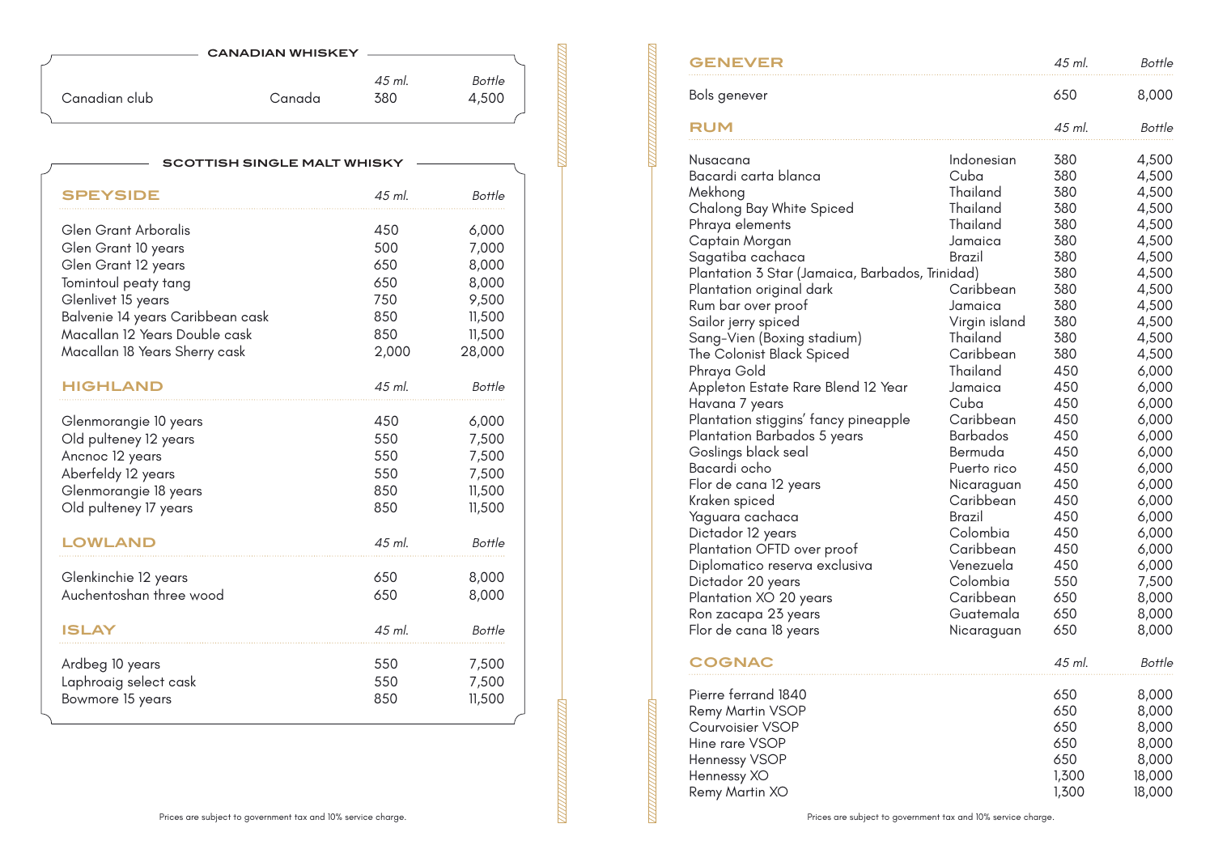## CANADIAN WHISKEY

| | | 45 ml. | Bottle |
|---|---|---|---|
| Canadian club | Canada | 380 | 4,500 |

## SCOTTISH SINGLE MALT WHISKY

### SPEYSIDE

| | 45 ml. | Bottle |
|---|---|---|
| Glen Grant Arboralis | 450 | 6,000 |
| Glen Grant 10 years | 500 | 7,000 |
| Glen Grant 12 years | 650 | 8,000 |
| Tomintoul peaty tang | 650 | 8,000 |
| Glenlivet 15 years | 750 | 9,500 |
| Balvenie 14 years Caribbean cask | 850 | 11,500 |
| Macallan 12 Years Double cask | 850 | 11,500 |
| Macallan 18 Years Sherry cask | 2,000 | 28,000 |

### HIGHLAND

| | 45 ml. | Bottle |
|---|---|---|
| Glenmorangie 10 years | 450 | 6,000 |
| Old pulteney 12 years | 550 | 7,500 |
| Ancnoc 12 years | 550 | 7,500 |
| Aberfeldy 12 years | 550 | 7,500 |
| Glenmorangie 18 years | 850 | 11,500 |
| Old pulteney 17 years | 850 | 11,500 |

### LOWLAND

| | 45 ml. | Bottle |
|---|---|---|
| Glenkinchie 12 years | 650 | 8,000 |
| Auchentoshan three wood | 650 | 8,000 |

### ISLAY

| | 45 ml. | Bottle |
|---|---|---|
| Ardbeg 10 years | 550 | 7,500 |
| Laphroaig select cask | 550 | 7,500 |
| Bowmore 15 years | 850 | 11,500 |

Prices are subject to government tax and 10% service charge.

## GENEVER

| | 45 ml. | Bottle |
|---|---|---|
| Bols genever | 650 | 8,000 |

## RUM

| | | 45 ml. | Bottle |
|---|---|---|---|
| Nusacana | Indonesian | 380 | 4,500 |
| Bacardi carta blanca | Cuba | 380 | 4,500 |
| Mekhong | Thailand | 380 | 4,500 |
| Chalong Bay White Spiced | Thailand | 380 | 4,500 |
| Phraya elements | Thailand | 380 | 4,500 |
| Captain Morgan | Jamaica | 380 | 4,500 |
| Sagatiba cachaca | Brazil | 380 | 4,500 |
| Plantation 3 Star (Jamaica, Barbados, Trinidad) | | 380 | 4,500 |
| Plantation original dark | Caribbean | 380 | 4,500 |
| Rum bar over proof | Jamaica | 380 | 4,500 |
| Sailor jerry spiced | Virgin island | 380 | 4,500 |
| Sang-Vien (Boxing stadium) | Thailand | 380 | 4,500 |
| The Colonist Black Spiced | Caribbean | 380 | 4,500 |
| Phraya Gold | Thailand | 450 | 6,000 |
| Appleton Estate Rare Blend 12 Year | Jamaica | 450 | 6,000 |
| Havana 7 years | Cuba | 450 | 6,000 |
| Plantation stiggins' fancy pineapple | Caribbean | 450 | 6,000 |
| Plantation Barbados 5 years | Barbados | 450 | 6,000 |
| Goslings black seal | Bermuda | 450 | 6,000 |
| Bacardi ocho | Puerto rico | 450 | 6,000 |
| Flor de cana 12 years | Nicaraguan | 450 | 6,000 |
| Kraken spiced | Caribbean | 450 | 6,000 |
| Yaguara cachaca | Brazil | 450 | 6,000 |
| Dictador 12 years | Colombia | 450 | 6,000 |
| Plantation OFTD over proof | Caribbean | 450 | 6,000 |
| Diplomatico reserva exclusiva | Venezuela | 450 | 6,000 |
| Dictador 20 years | Colombia | 550 | 7,500 |
| Plantation XO 20 years | Caribbean | 650 | 8,000 |
| Ron zacapa 23 years | Guatemala | 650 | 8,000 |
| Flor de cana 18 years | Nicaraguan | 650 | 8,000 |

## COGNAC

| | 45 ml. | Bottle |
|---|---|---|
| Pierre ferrand 1840 | 650 | 8,000 |
| Remy Martin VSOP | 650 | 8,000 |
| Courvoisier VSOP | 650 | 8,000 |
| Hine rare VSOP | 650 | 8,000 |
| Hennessy VSOP | 650 | 8,000 |
| Hennessy XO | 1,300 | 18,000 |
| Remy Martin XO | 1,300 | 18,000 |

Prices are subject to government tax and 10% service charge.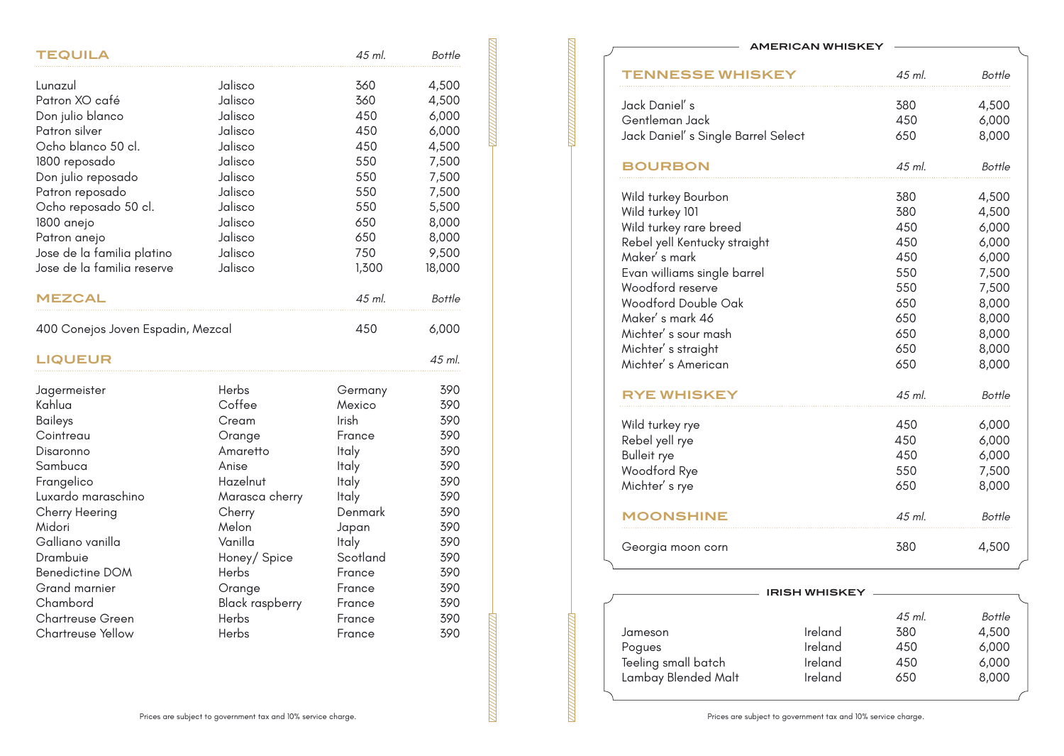## TEQUILA

| | | 45 ml. | Bottle |
|---|---|---|---|
| Lunazul | Jalisco | 360 | 4,500 |
| Patron XO café | Jalisco | 360 | 4,500 |
| Don julio blanco | Jalisco | 450 | 6,000 |
| Patron silver | Jalisco | 450 | 6,000 |
| Ocho blanco 50 cl. | Jalisco | 450 | 4,500 |
| 1800 reposado | Jalisco | 550 | 7,500 |
| Don julio reposado | Jalisco | 550 | 7,500 |
| Patron reposado | Jalisco | 550 | 7,500 |
| Ocho reposado 50 cl. | Jalisco | 550 | 5,500 |
| 1800 anejo | Jalisco | 650 | 8,000 |
| Patron anejo | Jalisco | 650 | 8,000 |
| Jose de la familia platino | Jalisco | 750 | 9,500 |
| Jose de la familia reserve | Jalisco | 1,300 | 18,000 |

## MEZCAL

| | 45 ml. | Bottle |
|---|---|---|
| 400 Conejos Joven Espadin, Mezcal | 450 | 6,000 |

## LIQUEUR

| | | | 45 ml. |
|---|---|---|---|
| Jagermeister | Herbs | Germany | 390 |
| Kahlua | Coffee | Mexico | 390 |
| Baileys | Cream | Irish | 390 |
| Cointreau | Orange | France | 390 |
| Disaronno | Amaretto | Italy | 390 |
| Sambuca | Anise | Italy | 390 |
| Frangelico | Hazelnut | Italy | 390 |
| Luxardo maraschino | Marasca cherry | Italy | 390 |
| Cherry Heering | Cherry | Denmark | 390 |
| Midori | Melon | Japan | 390 |
| Galliano vanilla | Vanilla | Italy | 390 |
| Drambuie | Honey/ Spice | Scotland | 390 |
| Benedictine DOM | Herbs | France | 390 |
| Grand marnier | Orange | France | 390 |
| Chambord | Black raspberry | France | 390 |
| Chartreuse Green | Herbs | France | 390 |
| Chartreuse Yellow | Herbs | France | 390 |

Prices are subject to government tax and 10% service charge.

# AMERICAN WHISKEY

## TENNESSE WHISKEY

| | 45 ml. | Bottle |
|---|---|---|
| Jack Daniel' s | 380 | 4,500 |
| Gentleman Jack | 450 | 6,000 |
| Jack Daniel' s Single Barrel Select | 650 | 8,000 |

## BOURBON

| | 45 ml. | Bottle |
|---|---|---|
| Wild turkey Bourbon | 380 | 4,500 |
| Wild turkey 101 | 380 | 4,500 |
| Wild turkey rare breed | 450 | 6,000 |
| Rebel yell Kentucky straight | 450 | 6,000 |
| Maker' s mark | 450 | 6,000 |
| Evan williams single barrel | 550 | 7,500 |
| Woodford reserve | 550 | 7,500 |
| Woodford Double Oak | 650 | 8,000 |
| Maker' s mark 46 | 650 | 8,000 |
| Michter' s sour mash | 650 | 8,000 |
| Michter' s straight | 650 | 8,000 |
| Michter' s American | 650 | 8,000 |

## RYE WHISKEY

| | 45 ml. | Bottle |
|---|---|---|
| Wild turkey rye | 450 | 6,000 |
| Rebel yell rye | 450 | 6,000 |
| Bulleit rye | 450 | 6,000 |
| Woodford Rye | 550 | 7,500 |
| Michter' s rye | 650 | 8,000 |

## MOONSHINE

| | 45 ml. | Bottle |
|---|---|---|
| Georgia moon corn | 380 | 4,500 |

# IRISH WHISKEY

| | | 45 ml. | Bottle |
|---|---|---|---|
| Jameson | Ireland | 380 | 4,500 |
| Pogues | Ireland | 450 | 6,000 |
| Teeling small batch | Ireland | 450 | 6,000 |
| Lambay Blended Malt | Ireland | 650 | 8,000 |

Prices are subject to government tax and 10% service charge.